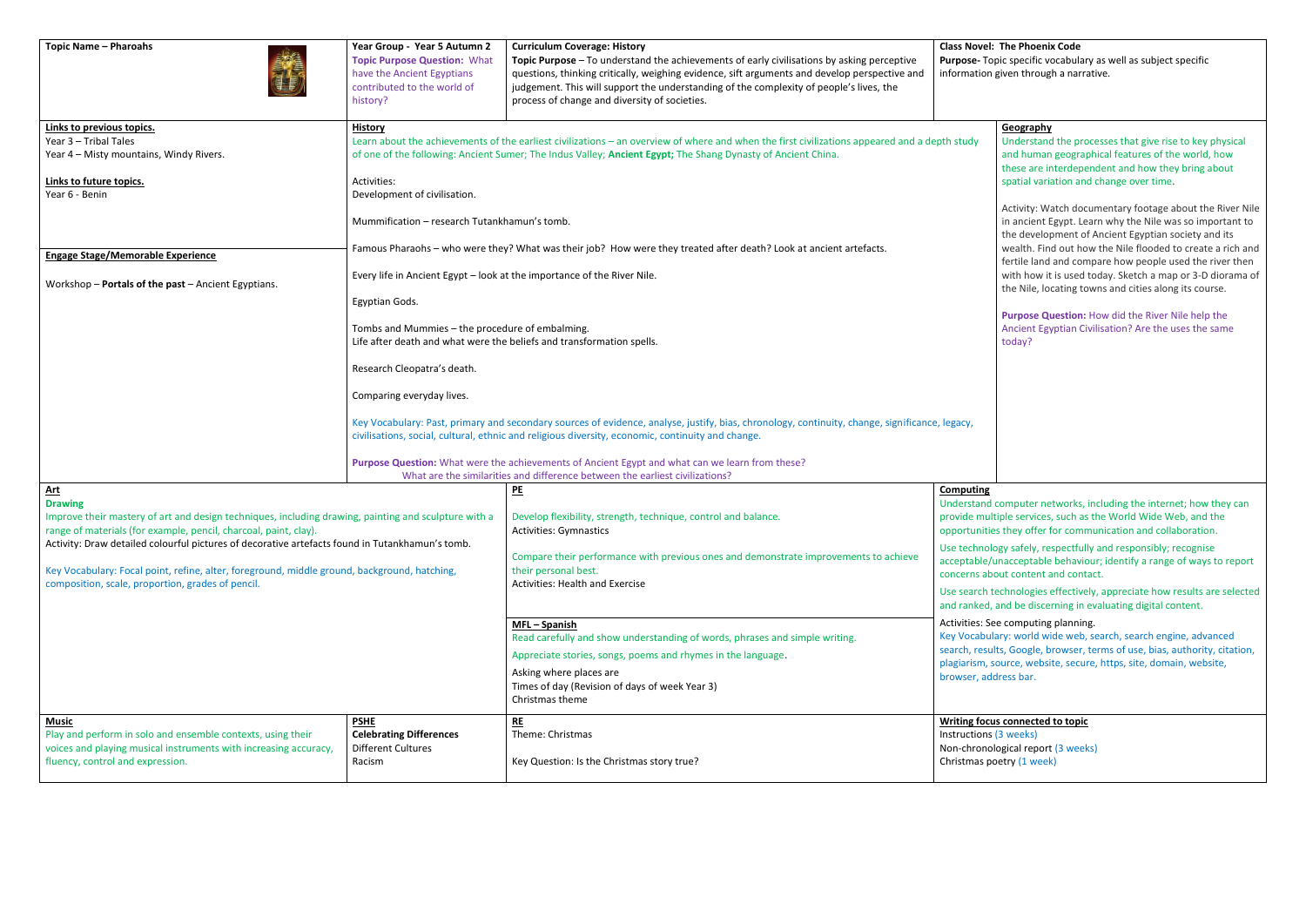**Topic Name – Pharoahs**

**Year Group - Year 5 Autumn 2**

**Topic Purpose Question:** What have the Ancient Egyptians contributed to the world of history?

**Curriculum Coverage: History**

**Topic Purpose** – To understand the achievements of early civilisations by asking perceptive questions, thinking critically, weighing evidence, sift arguments and develop perspective and judgement. This will support the understanding of the complexity of people's lives, the process of change and diversity of societies.

**Class Novel: The Phoenix Code**

**Purpose-** Topic specific vocabulary as well as subject specific information given through a narrative.

---

**Links to previous topics.**

Year 3 – Tribal Tales

Year 4 – Misty mountains, Windy Rivers.

**Links to future topics.**

Year 6 - Benin

**Engage Stage/Memorable Experience**

Workshop – **Portals of the past** – Ancient Egyptians.

---

**History**

Learn about the achievements of the earliest civilizations – an overview of where and when the first civilizations appeared and a depth study of one of the following: Ancient Sumer; The Indus Valley; **Ancient Egypt;** The Shang Dynasty of Ancient China.

Activities:

Development of civilisation.

Mummification – research Tutankhamun's tomb.

Famous Pharaohs – who were they? What was their job? How were they treated after death? Look at ancient artefacts.

Every life in Ancient Egypt – look at the importance of the River Nile.

Egyptian Gods.

Tombs and Mummies – the procedure of embalming.

Life after death and what were the beliefs and transformation spells.

Research Cleopatra's death.

Comparing everyday lives.

Key Vocabulary: Past, primary and secondary sources of evidence, analyse, justify, bias, chronology, continuity, change, significance, legacy, civilisations, social, cultural, ethnic and religious diversity, economic, continuity and change.

**Purpose Question:** What were the achievements of Ancient Egypt and what can we learn from these?

What are the similarities and difference between the earliest civilizations?

---

**Geography**

Understand the processes that give rise to key physical and human geographical features of the world, how these are interdependent and how they bring about spatial variation and change over time.

Activity: Watch documentary footage about the River Nile in ancient Egypt. Learn why the Nile was so important to the development of Ancient Egyptian society and its wealth. Find out how the Nile flooded to create a rich and fertile land and compare how people used the river then with how it is used today. Sketch a map or 3-D diorama of the Nile, locating towns and cities along its course.

**Purpose Question:** How did the River Nile help the Ancient Egyptian Civilisation? Are the uses the same today?

---

**Art**

**Drawing**

Improve their mastery of art and design techniques, including drawing, painting and sculpture with a range of materials (for example, pencil, charcoal, paint, clay).

Activity: Draw detailed colourful pictures of decorative artefacts found in Tutankhamun's tomb.

Key Vocabulary: Focal point, refine, alter, foreground, middle ground, background, hatching, composition, scale, proportion, grades of pencil.

---

**PE**

Develop flexibility, strength, technique, control and balance.

Activities: Gymnastics

Compare their performance with previous ones and demonstrate improvements to achieve their personal best.

Activities: Health and Exercise

---

**MFL – Spanish**

Read carefully and show understanding of words, phrases and simple writing.

Appreciate stories, songs, poems and rhymes in the language.

Asking where places are

Times of day (Revision of days of week Year 3)

Christmas theme

---

**Computing**

Understand computer networks, including the internet; how they can provide multiple services, such as the World Wide Web, and the opportunities they offer for communication and collaboration.

Use technology safely, respectfully and responsibly; recognise acceptable/unacceptable behaviour; identify a range of ways to report concerns about content and contact.

Use search technologies effectively, appreciate how results are selected and ranked, and be discerning in evaluating digital content.

Activities: See computing planning.

Key Vocabulary: world wide web, search, search engine, advanced search, results, Google, browser, terms of use, bias, authority, citation, plagiarism, source, website, secure, https, site, domain, website, browser, address bar.

---

**Music**

Play and perform in solo and ensemble contexts, using their voices and playing musical instruments with increasing accuracy, fluency, control and expression.

**PSHE**

**Celebrating Differences**

Different Cultures

Racism

**RE**

Theme: Christmas

Key Question: Is the Christmas story true?

**Writing focus connected to topic**

Instructions (3 weeks)

Non-chronological report (3 weeks)

Christmas poetry (1 week)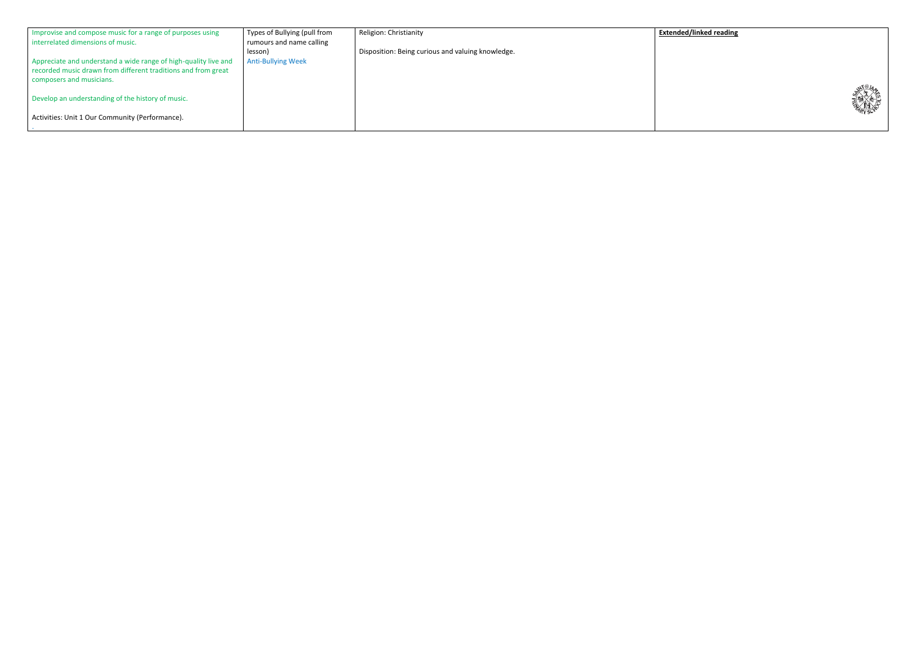| | | | |
|---|---|---|---|
| Improvise and compose music for a range of purposes using interrelated dimensions of music.<br><br>Appreciate and understand a wide range of high-quality live and recorded music drawn from different traditions and from great composers and musicians.<br><br>Develop an understanding of the history of music.<br><br>Activities: Unit 1 Our Community (Performance). | Types of Bullying (pull from rumours and name calling lesson)<br>Anti-Bullying Week | Religion: Christianity<br><br>Disposition: Being curious and valuing knowledge. | **Extended/linked reading** |